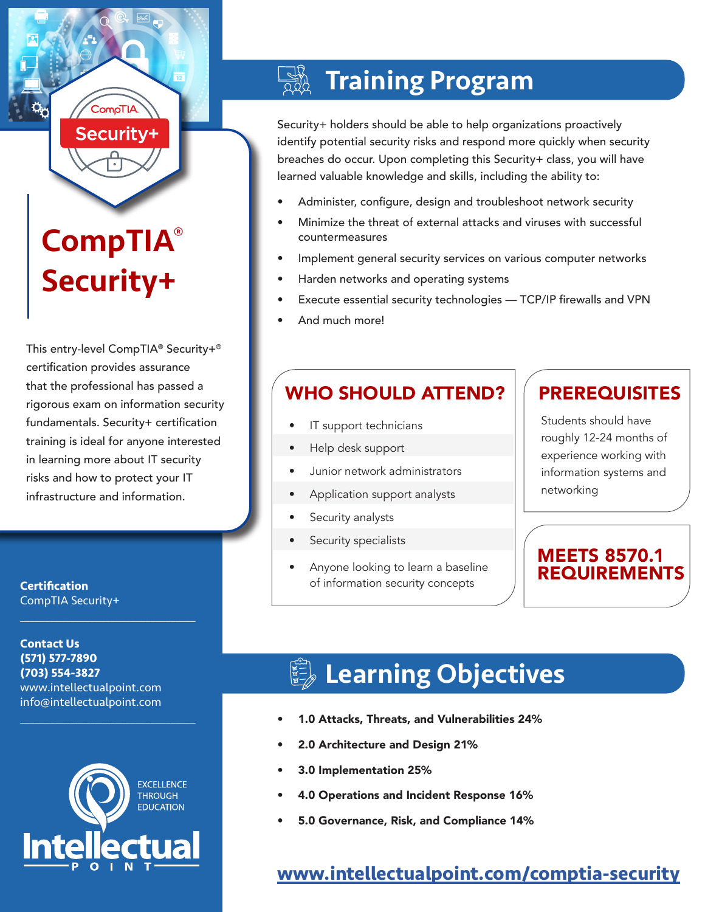# CompTIA® Security+

This entry-level CompTIA® Security+® certification provides assurance that the professional has passed a rigorous exam on information security fundamentals. Security+ certification training is ideal for anyone interested in learning more about IT security risks and how to protect your IT infrastructure and information.

**Certification**
CompTIA Security+

**Contact Us**
**(571) 577-7890**
**(703) 554-3827**
www.intellectualpoint.com
info@intellectualpoint.com

EXCELLENCE THROUGH EDUCATION

Intellectual POINT

## Training Program

Security+ holders should be able to help organizations proactively identify potential security risks and respond more quickly when security breaches do occur. Upon completing this Security+ class, you will have learned valuable knowledge and skills, including the ability to:

- Administer, configure, design and troubleshoot network security
- Minimize the threat of external attacks and viruses with successful countermeasures
- Implement general security services on various computer networks
- Harden networks and operating systems
- Execute essential security technologies — TCP/IP firewalls and VPN
- And much more!

### WHO SHOULD ATTEND?

- IT support technicians
- Help desk support
- Junior network administrators
- Application support analysts
- Security analysts
- Security specialists
- Anyone looking to learn a baseline of information security concepts

### PREREQUISITES

Students should have roughly 12-24 months of experience working with information systems and networking

### MEETS 8570.1 REQUIREMENTS

## Learning Objectives

- **1.0 Attacks, Threats, and Vulnerabilities 24%**
- **2.0 Architecture and Design 21%**
- **3.0 Implementation 25%**
- **4.0 Operations and Incident Response 16%**
- **5.0 Governance, Risk, and Compliance 14%**

**www.intellectualpoint.com/comptia-security**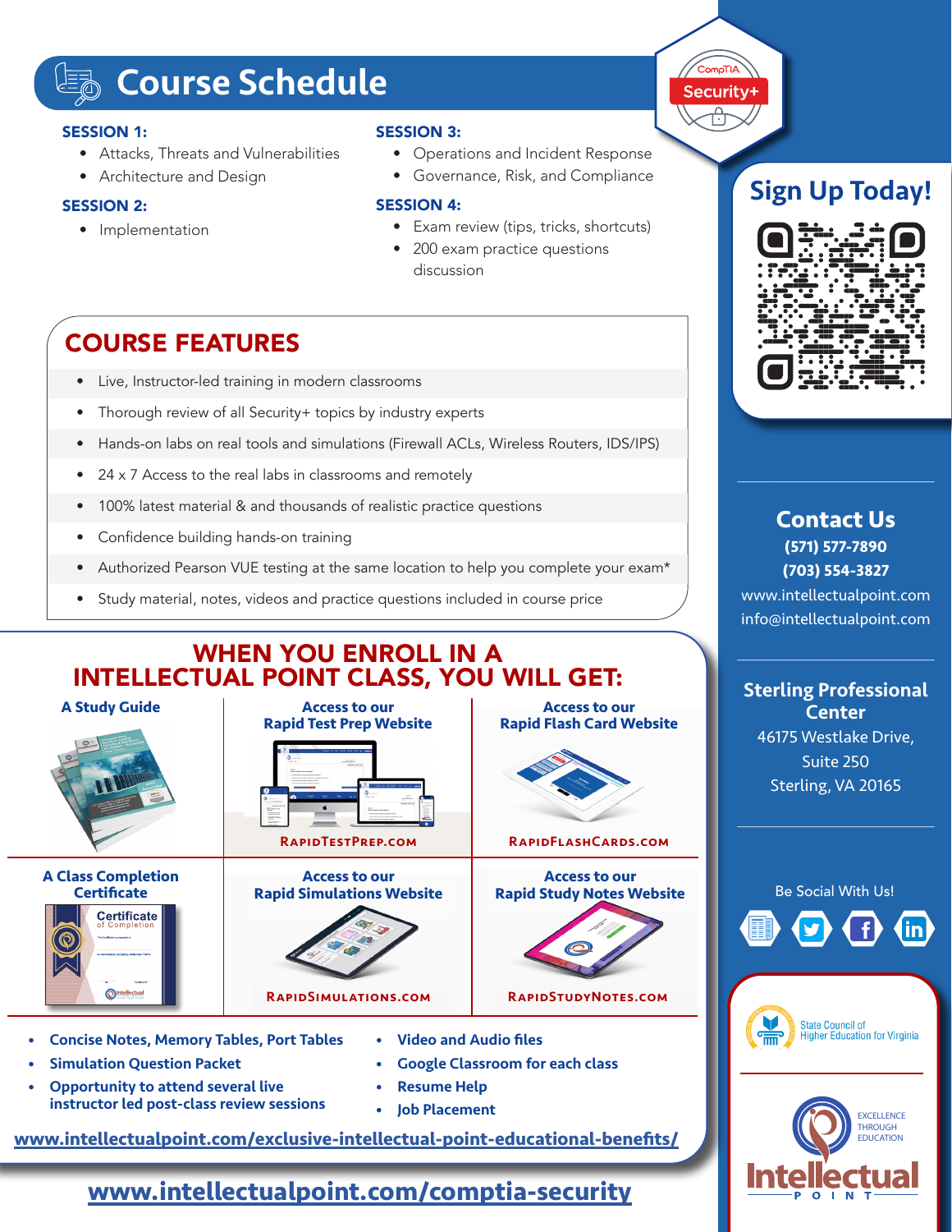# Course Schedule

CompTIA Security+

**SESSION 1:**

- Attacks, Threats and Vulnerabilities
- Architecture and Design

**SESSION 2:**

- Implementation

**SESSION 3:**

- Operations and Incident Response
- Governance, Risk, and Compliance

**SESSION 4:**

- Exam review (tips, tricks, shortcuts)
- 200 exam practice questions discussion

## COURSE FEATURES

- Live, Instructor-led training in modern classrooms
- Thorough review of all Security+ topics by industry experts
- Hands-on labs on real tools and simulations (Firewall ACLs, Wireless Routers, IDS/IPS)
- 24 x 7 Access to the real labs in classrooms and remotely
- 100% latest material & and thousands of realistic practice questions
- Confidence building hands-on training
- Authorized Pearson VUE testing at the same location to help you complete your exam*
- Study material, notes, videos and practice questions included in course price

## WHEN YOU ENROLL IN A INTELLECTUAL POINT CLASS, YOU WILL GET:

**A Study Guide**

**Access to our Rapid Test Prep Website**
RAPIDTESTPREP.COM

**Access to our Rapid Flash Card Website**
RAPIDFLASHCARDS.COM

**A Class Completion Certificate**

**Access to our Rapid Simulations Website**
RAPIDSIMULATIONS.COM

**Access to our Rapid Study Notes Website**
RAPIDSTUDYNOTES.COM

- **Concise Notes, Memory Tables, Port Tables**
- **Simulation Question Packet**
- **Opportunity to attend several live instructor led post-class review sessions**
- **Video and Audio files**
- **Google Classroom for each class**
- **Resume Help**
- **Job Placement**

**www.intellectualpoint.com/exclusive-intellectual-point-educational-benefits/**

**www.intellectualpoint.com/comptia-security**

## Sign Up Today!

## Contact Us

**(571) 577-7890**
**(703) 554-3827**
www.intellectualpoint.com
info@intellectualpoint.com

## Sterling Professional Center

46175 Westlake Drive,
Suite 250
Sterling, VA 20165

Be Social With Us!

State Council of Higher Education for Virginia

EXCELLENCE THROUGH EDUCATION
Intellectual POINT